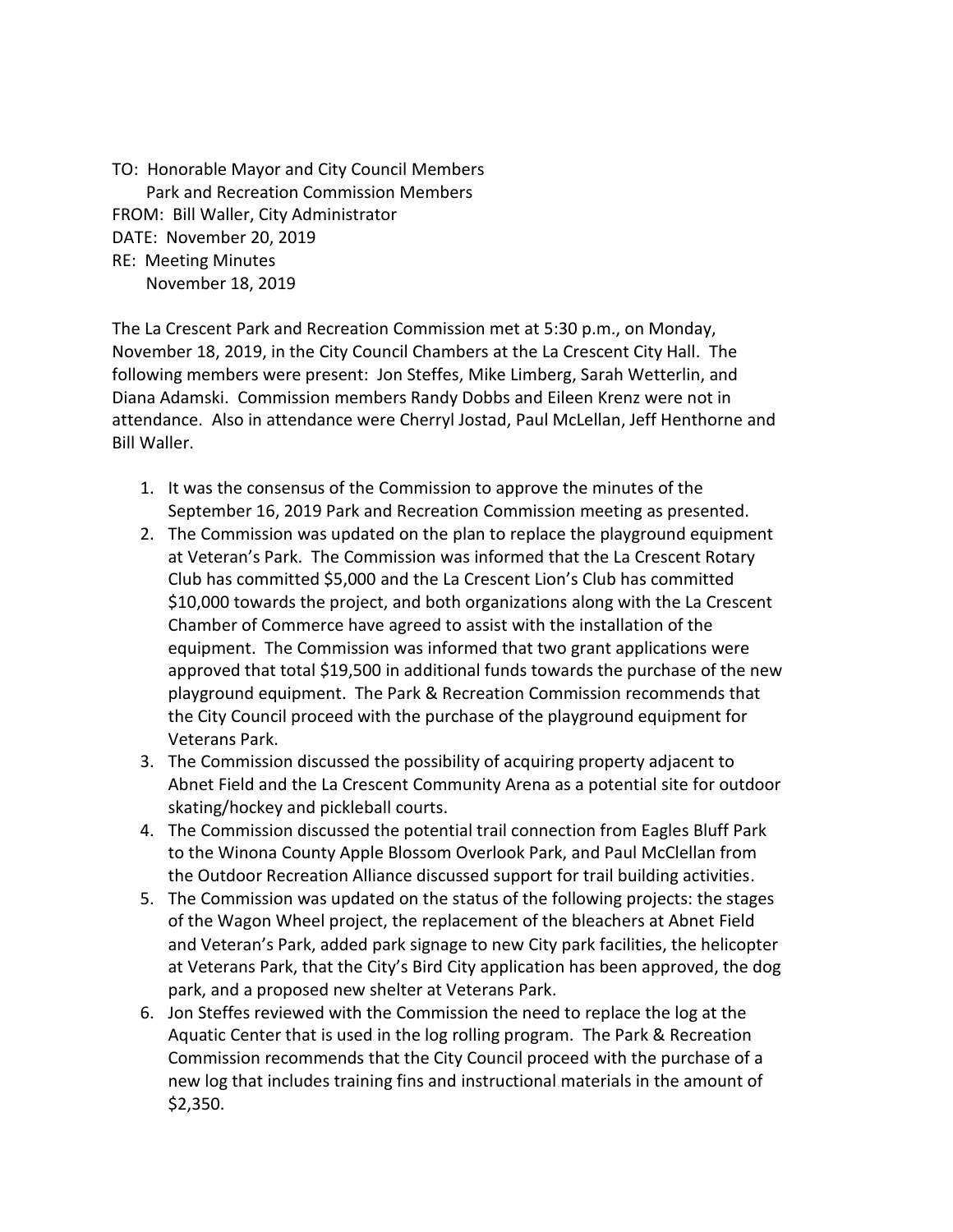TO: Honorable Mayor and City Council Members
Park and Recreation Commission Members
FROM: Bill Waller, City Administrator
DATE: November 20, 2019
RE: Meeting Minutes
November 18, 2019

The La Crescent Park and Recreation Commission met at 5:30 p.m., on Monday, November 18, 2019, in the City Council Chambers at the La Crescent City Hall. The following members were present: Jon Steffes, Mike Limberg, Sarah Wetterlin, and Diana Adamski. Commission members Randy Dobbs and Eileen Krenz were not in attendance. Also in attendance were Cherryl Jostad, Paul McLellan, Jeff Henthorne and Bill Waller.

1. It was the consensus of the Commission to approve the minutes of the September 16, 2019 Park and Recreation Commission meeting as presented.
2. The Commission was updated on the plan to replace the playground equipment at Veteran's Park. The Commission was informed that the La Crescent Rotary Club has committed $5,000 and the La Crescent Lion's Club has committed $10,000 towards the project, and both organizations along with the La Crescent Chamber of Commerce have agreed to assist with the installation of the equipment. The Commission was informed that two grant applications were approved that total $19,500 in additional funds towards the purchase of the new playground equipment. The Park & Recreation Commission recommends that the City Council proceed with the purchase of the playground equipment for Veterans Park.
3. The Commission discussed the possibility of acquiring property adjacent to Abnet Field and the La Crescent Community Arena as a potential site for outdoor skating/hockey and pickleball courts.
4. The Commission discussed the potential trail connection from Eagles Bluff Park to the Winona County Apple Blossom Overlook Park, and Paul McClellan from the Outdoor Recreation Alliance discussed support for trail building activities.
5. The Commission was updated on the status of the following projects: the stages of the Wagon Wheel project, the replacement of the bleachers at Abnet Field and Veteran's Park, added park signage to new City park facilities, the helicopter at Veterans Park, that the City's Bird City application has been approved, the dog park, and a proposed new shelter at Veterans Park.
6. Jon Steffes reviewed with the Commission the need to replace the log at the Aquatic Center that is used in the log rolling program. The Park & Recreation Commission recommends that the City Council proceed with the purchase of a new log that includes training fins and instructional materials in the amount of $2,350.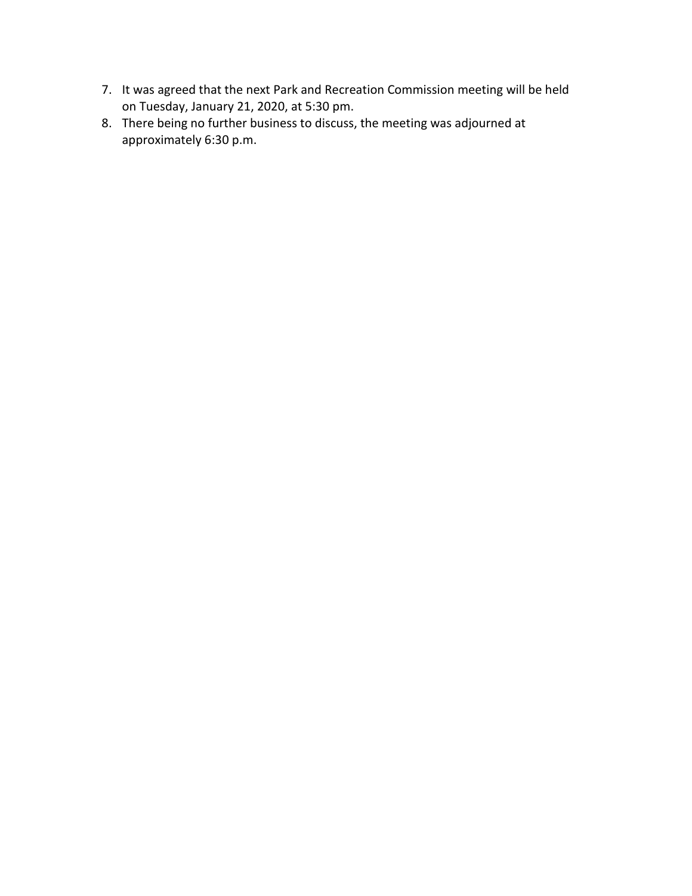7. It was agreed that the next Park and Recreation Commission meeting will be held on Tuesday, January 21, 2020, at 5:30 pm.
8. There being no further business to discuss, the meeting was adjourned at approximately 6:30 p.m.